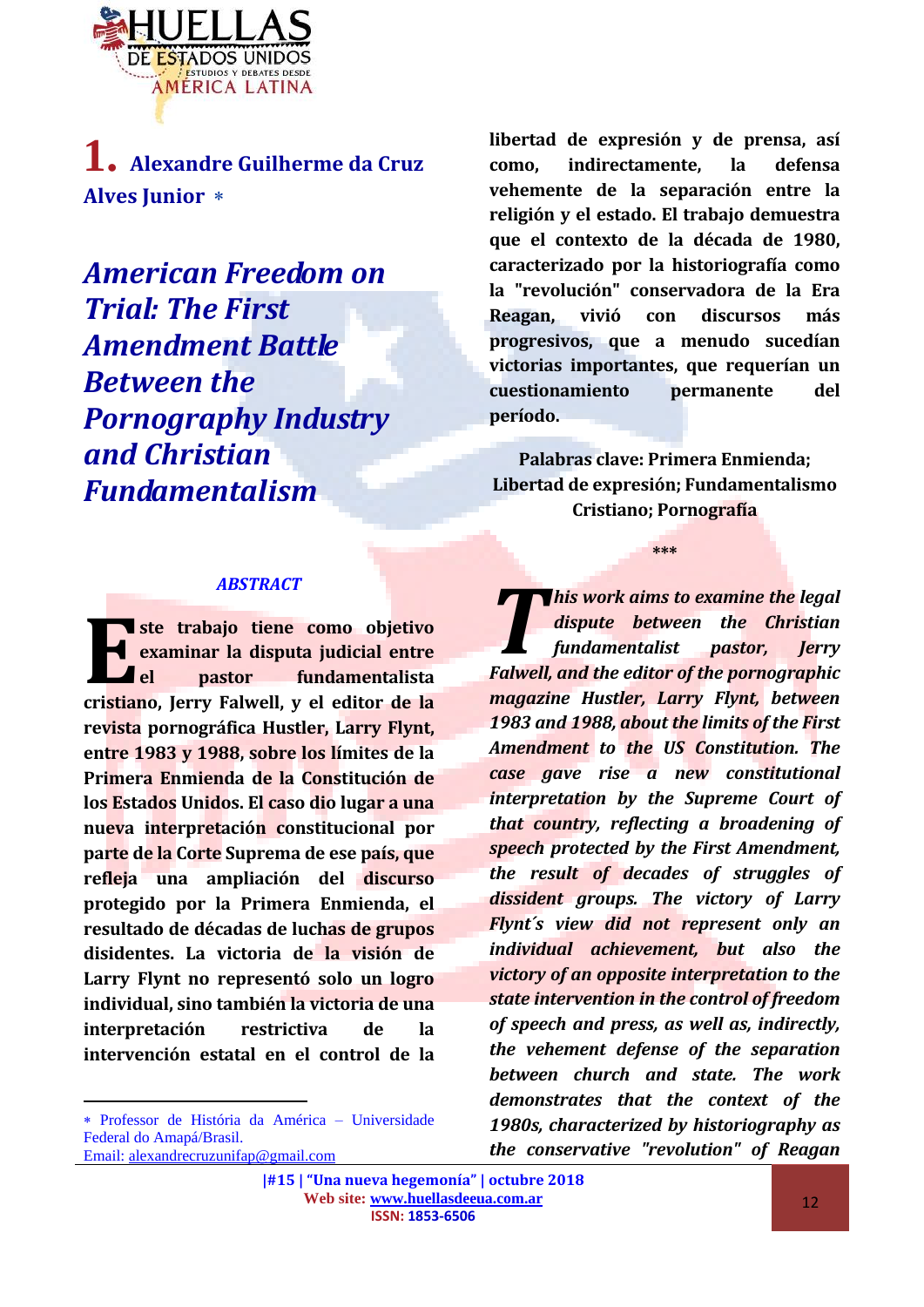# 1. Alexandre Guilherme da Cruz Alves Junior *

# *American Freedom on Trial: The First Amendment Battle Between the Pornography Industry and Christian Fundamentalism*

### *ABSTRACT*

**Este trabajo tiene como objetivo examinar la disputa judicial entre el pastor fundamentalista cristiano, Jerry Falwell, y el editor de la revista pornográfica Hustler, Larry Flynt, entre 1983 y 1988, sobre los límites de la Primera Enmienda de la Constitución de los Estados Unidos. El caso dio lugar a una nueva interpretación constitucional por parte de la Corte Suprema de ese país, que refleja una ampliación del discurso protegido por la Primera Enmienda, el resultado de décadas de luchas de grupos disidentes. La victoria de la visión de Larry Flynt no representó solo un logro individual, sino también la victoria de una interpretación restrictiva de la intervención estatal en el control de la libertad de expresión y de prensa, así como, indirectamente, la defensa vehemente de la separación entre la religión y el estado. El trabajo demuestra que el contexto de la década de 1980, caracterizado por la historiografía como la "revolución" conservadora de la Era Reagan, vivió con discursos más progresivos, que a menudo sucedían victorias importantes, que requerían un cuestionamiento permanente del período.**

**Palabras clave: Primera Enmienda; Libertad de expresión; Fundamentalismo Cristiano; Pornografía**

\*\*\*

***This work aims to examine the legal dispute between the Christian fundamentalist pastor, Jerry Falwell, and the editor of the pornographic magazine Hustler, Larry Flynt, between 1983 and 1988, about the limits of the First Amendment to the US Constitution. The case gave rise a new constitutional interpretation by the Supreme Court of that country, reflecting a broadening of speech protected by the First Amendment, the result of decades of struggles of dissident groups. The victory of Larry Flynt´s view did not represent only an individual achievement, but also the victory of an opposite interpretation to the state intervention in the control of freedom of speech and press, as well as, indirectly, the vehement defense of the separation between church and state. The work demonstrates that the context of the 1980s, characterized by historiography as the conservative "revolution" of Reagan***

---

* Professor de História da América – Universidade Federal do Amapá/Brasil. Email: alexandrecruzunifap@gmail.com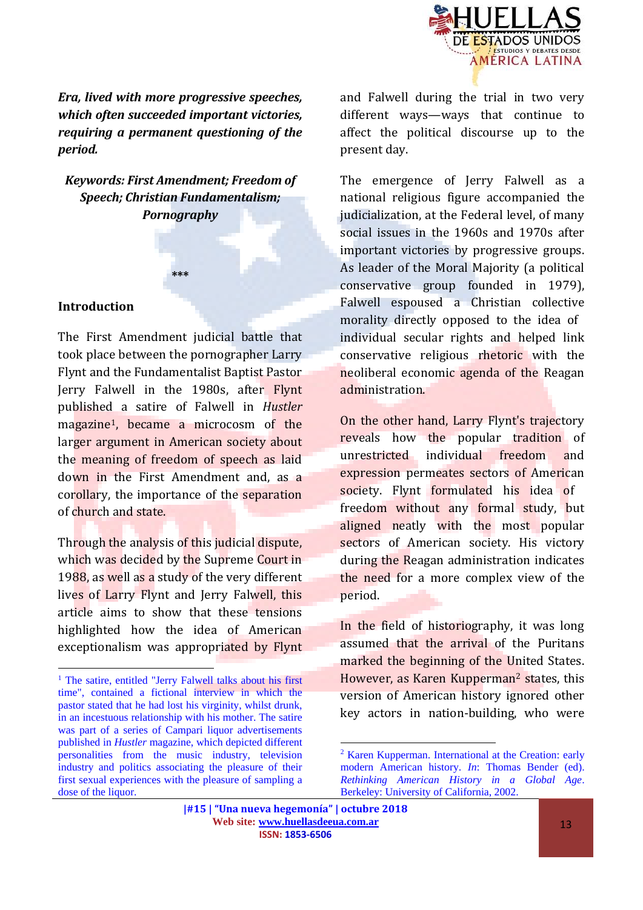***Era, lived with more progressive speeches, which often succeeded important victories, requiring a permanent questioning of the period.***

***Keywords: First Amendment; Freedom of Speech; Christian Fundamentalism; Pornography***

***

## Introduction

The First Amendment judicial battle that took place between the pornographer Larry Flynt and the Fundamentalist Baptist Pastor Jerry Falwell in the 1980s, after Flynt published a satire of Falwell in *Hustler* magazine[1], became a microcosm of the larger argument in American society about the meaning of freedom of speech as laid down in the First Amendment and, as a corollary, the importance of the separation of church and state.

Through the analysis of this judicial dispute, which was decided by the Supreme Court in 1988, as well as a study of the very different lives of Larry Flynt and Jerry Falwell, this article aims to show that these tensions highlighted how the idea of American exceptionalism was appropriated by Flynt and Falwell during the trial in two very different ways—ways that continue to affect the political discourse up to the present day.

The emergence of Jerry Falwell as a national religious figure accompanied the judicialization, at the Federal level, of many social issues in the 1960s and 1970s after important victories by progressive groups. As leader of the Moral Majority (a political conservative group founded in 1979), Falwell espoused a Christian collective morality directly opposed to the idea of individual secular rights and helped link conservative religious rhetoric with the neoliberal economic agenda of the Reagan administration.

On the other hand, Larry Flynt's trajectory reveals how the popular tradition of unrestricted individual freedom and expression permeates sectors of American society. Flynt formulated his idea of freedom without any formal study, but aligned neatly with the most popular sectors of American society. His victory during the Reagan administration indicates the need for a more complex view of the period.

In the field of historiography, it was long assumed that the arrival of the Puritans marked the beginning of the United States. However, as Karen Kupperman[2] states, this version of American history ignored other key actors in nation-building, who were

---

[1] The satire, entitled "Jerry Falwell talks about his first time", contained a fictional interview in which the pastor stated that he had lost his virginity, whilst drunk, in an incestuous relationship with his mother. The satire was part of a series of Campari liquor advertisements published in *Hustler* magazine, which depicted different personalities from the music industry, television industry and politics associating the pleasure of their first sexual experiences with the pleasure of sampling a dose of the liquor.

[2] Karen Kupperman. International at the Creation: early modern American history. *In*: Thomas Bender (ed). *Rethinking American History in a Global Age*. Berkeley: University of California, 2002.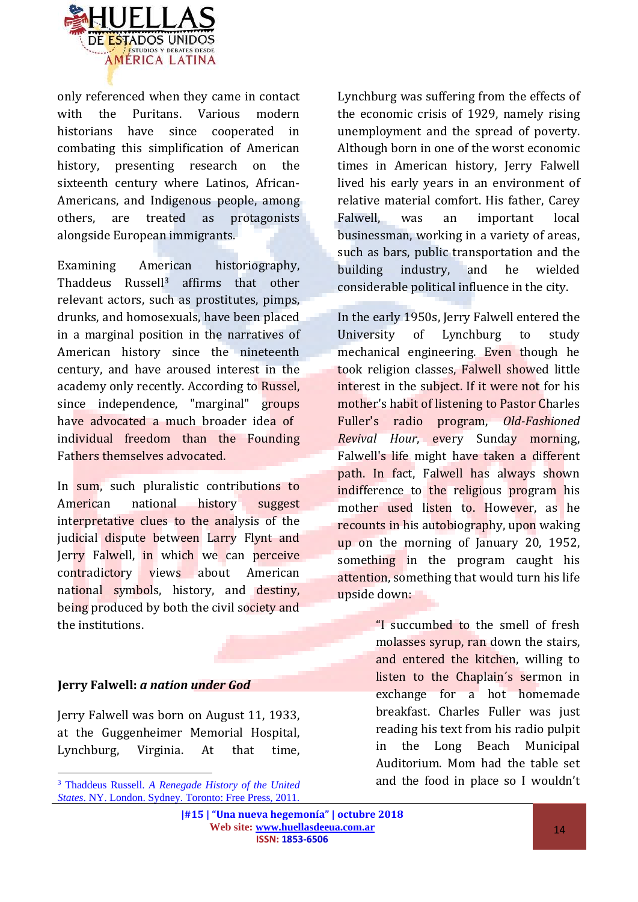only referenced when they came in contact with the Puritans. Various modern historians have since cooperated in combating this simplification of American history, presenting research on the sixteenth century where Latinos, African-Americans, and Indigenous people, among others, are treated as protagonists alongside European immigrants.

Examining American historiography, Thaddeus Russell[3] affirms that other relevant actors, such as prostitutes, pimps, drunks, and homosexuals, have been placed in a marginal position in the narratives of American history since the nineteenth century, and have aroused interest in the academy only recently. According to Russel, since independence, "marginal" groups have advocated a much broader idea of individual freedom than the Founding Fathers themselves advocated.

In sum, such pluralistic contributions to American national history suggest interpretative clues to the analysis of the judicial dispute between Larry Flynt and Jerry Falwell, in which we can perceive contradictory views about American national symbols, history, and destiny, being produced by both the civil society and the institutions.

## Jerry Falwell: *a nation under God*

Jerry Falwell was born on August 11, 1933, at the Guggenheimer Memorial Hospital, Lynchburg, Virginia. At that time, Lynchburg was suffering from the effects of the economic crisis of 1929, namely rising unemployment and the spread of poverty. Although born in one of the worst economic times in American history, Jerry Falwell lived his early years in an environment of relative material comfort. His father, Carey Falwell, was an important local businessman, working in a variety of areas, such as bars, public transportation and the building industry, and he wielded considerable political influence in the city.

In the early 1950s, Jerry Falwell entered the University of Lynchburg to study mechanical engineering. Even though he took religion classes, Falwell showed little interest in the subject. If it were not for his mother's habit of listening to Pastor Charles Fuller's radio program, *Old-Fashioned Revival Hour*, every Sunday morning, Falwell's life might have taken a different path. In fact, Falwell has always shown indifference to the religious program his mother used listen to. However, as he recounts in his autobiography, upon waking up on the morning of January 20, 1952, something in the program caught his attention, something that would turn his life upside down:

> "I succumbed to the smell of fresh molasses syrup, ran down the stairs, and entered the kitchen, willing to listen to the Chaplain´s sermon in exchange for a hot homemade breakfast. Charles Fuller was just reading his text from his radio pulpit in the Long Beach Municipal Auditorium. Mom had the table set and the food in place so I wouldn't

---

[3] Thaddeus Russell. *A Renegade History of the United States*. NY. London. Sydney. Toronto: Free Press, 2011.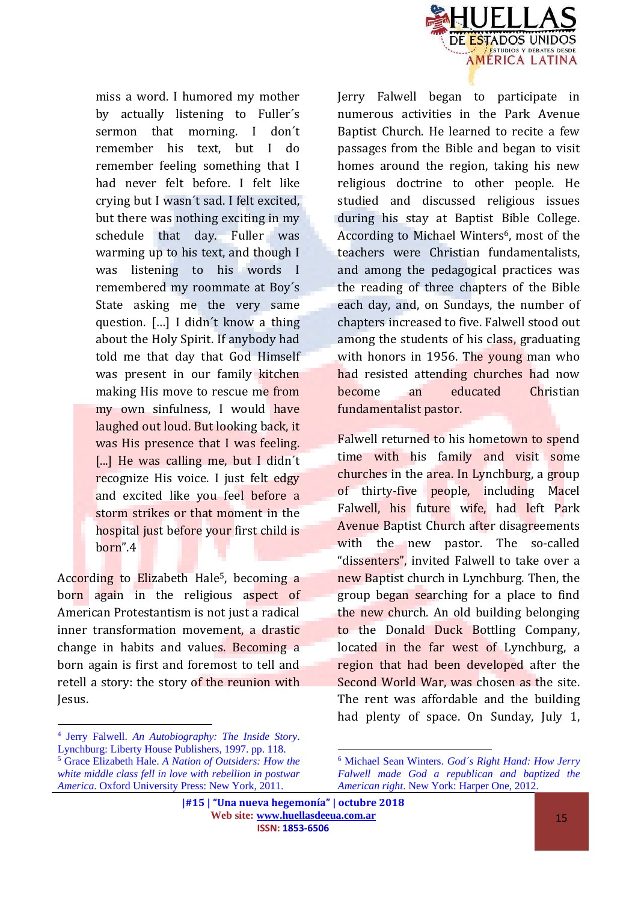miss a word. I humored my mother by actually listening to Fuller´s sermon that morning. I don´t remember his text, but I do remember feeling something that I had never felt before. I felt like crying but I wasn´t sad. I felt excited, but there was nothing exciting in my schedule that day. Fuller was warming up to his text, and though I was listening to his words I remembered my roommate at Boy´s State asking me the very same question. […] I didn´t know a thing about the Holy Spirit. If anybody had told me that day that God Himself was present in our family kitchen making His move to rescue me from my own sinfulness, I would have laughed out loud. But looking back, it was His presence that I was feeling. [...] He was calling me, but I didn´t recognize His voice. I just felt edgy and excited like you feel before a storm strikes or that moment in the hospital just before your first child is born".4

According to Elizabeth Hale[5], becoming a born again in the religious aspect of American Protestantism is not just a radical inner transformation movement, a drastic change in habits and values. Becoming a born again is first and foremost to tell and retell a story: the story of the reunion with Jesus.

Jerry Falwell began to participate in numerous activities in the Park Avenue Baptist Church. He learned to recite a few passages from the Bible and began to visit homes around the region, taking his new religious doctrine to other people. He studied and discussed religious issues during his stay at Baptist Bible College. According to Michael Winters[6], most of the teachers were Christian fundamentalists, and among the pedagogical practices was the reading of three chapters of the Bible each day, and, on Sundays, the number of chapters increased to five. Falwell stood out among the students of his class, graduating with honors in 1956. The young man who had resisted attending churches had now become an educated Christian fundamentalist pastor.

Falwell returned to his hometown to spend time with his family and visit some churches in the area. In Lynchburg, a group of thirty-five people, including Macel Falwell, his future wife, had left Park Avenue Baptist Church after disagreements with the new pastor. The so-called "dissenters", invited Falwell to take over a new Baptist church in Lynchburg. Then, the group began searching for a place to find the new church. An old building belonging to the Donald Duck Bottling Company, located in the far west of Lynchburg, a region that had been developed after the Second World War, was chosen as the site. The rent was affordable and the building had plenty of space. On Sunday, July 1,

---

[4] Jerry Falwell. *An Autobiography: The Inside Story*. Lynchburg: Liberty House Publishers, 1997. pp. 118.

[5] Grace Elizabeth Hale. *A Nation of Outsiders: How the white middle class fell in love with rebellion in postwar America*. Oxford University Press: New York, 2011.

[6] Michael Sean Winters. *God´s Right Hand: How Jerry Falwell made God a republican and baptized the American right*. New York: Harper One, 2012.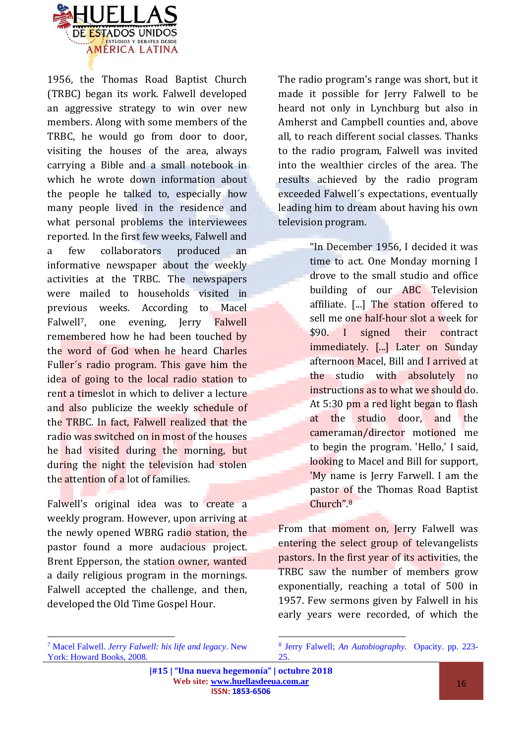1956, the Thomas Road Baptist Church (TRBC) began its work. Falwell developed an aggressive strategy to win over new members. Along with some members of the TRBC, he would go from door to door, visiting the houses of the area, always carrying a Bible and a small notebook in which he wrote down information about the people he talked to, especially how many people lived in the residence and what personal problems the interviewees reported. In the first few weeks, Falwell and a few collaborators produced an informative newspaper about the weekly activities at the TRBC. The newspapers were mailed to households visited in previous weeks. According to Macel Falwell[7], one evening, Jerry Falwell remembered how he had been touched by the word of God when he heard Charles Fuller´s radio program. This gave him the idea of going to the local radio station to rent a timeslot in which to deliver a lecture and also publicize the weekly schedule of the TRBC. In fact, Falwell realized that the radio was switched on in most of the houses he had visited during the morning, but during the night the television had stolen the attention of a lot of families.

Falwell's original idea was to create a weekly program. However, upon arriving at the newly opened WBRG radio station, the pastor found a more audacious project. Brent Epperson, the station owner, wanted a daily religious program in the mornings. Falwell accepted the challenge, and then, developed the Old Time Gospel Hour.

The radio program's range was short, but it made it possible for Jerry Falwell to be heard not only in Lynchburg but also in Amherst and Campbell counties and, above all, to reach different social classes. Thanks to the radio program, Falwell was invited into the wealthier circles of the area. The results achieved by the radio program exceeded Falwell´s expectations, eventually leading him to dream about having his own television program.

> "In December 1956, I decided it was time to act. One Monday morning I drove to the small studio and office building of our ABC Television affiliate. [...] The station offered to sell me one half-hour slot a week for $90. I signed their contract immediately. [...] Later on Sunday afternoon Macel, Bill and I arrived at the studio with absolutely no instructions as to what we should do. At 5:30 pm a red light began to flash at the studio door, and the cameraman/director motioned me to begin the program. 'Hello,' I said, looking to Macel and Bill for support, 'My name is Jerry Farwell. I am the pastor of the Thomas Road Baptist Church".[8]

From that moment on, Jerry Falwell was entering the select group of televangelists pastors. In the first year of its activities, the TRBC saw the number of members grow exponentially, reaching a total of 500 in 1957. Few sermons given by Falwell in his early years were recorded, of which the

---

[7] Macel Falwell. *Jerry Falwell: his life and legacy*. New York: Howard Books, 2008.

[8] Jerry Falwell; *An Autobiography*. Opacity. pp. 223-25.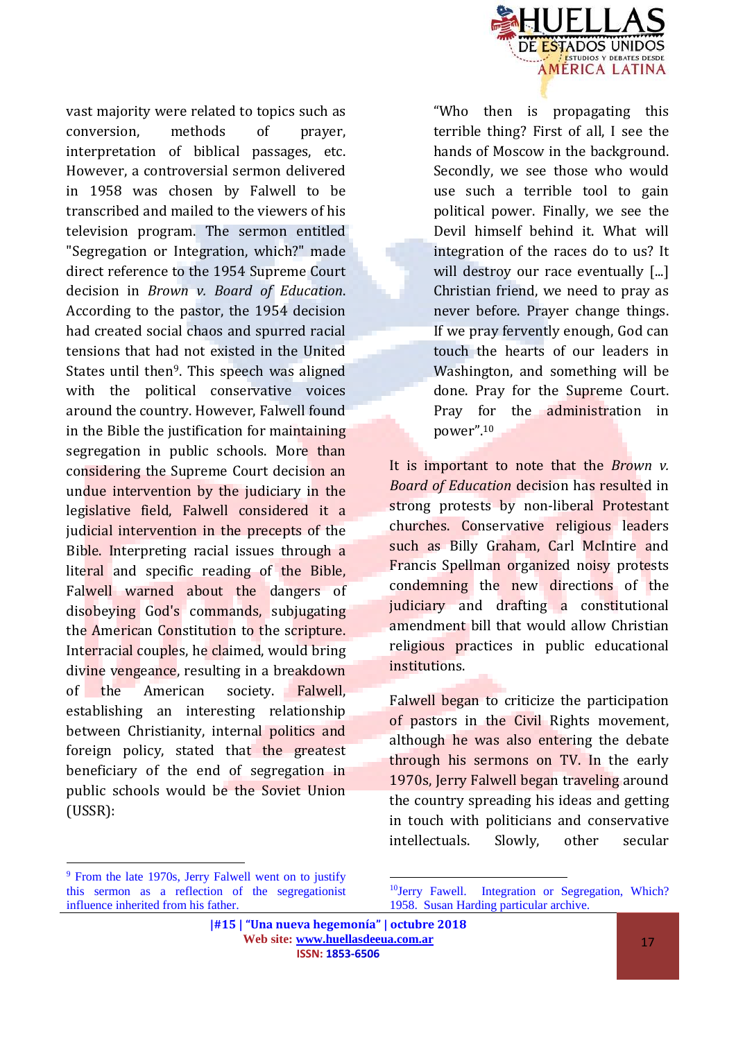vast majority were related to topics such as conversion, methods of prayer, interpretation of biblical passages, etc. However, a controversial sermon delivered in 1958 was chosen by Falwell to be transcribed and mailed to the viewers of his television program. The sermon entitled "Segregation or Integration, which?" made direct reference to the 1954 Supreme Court decision in *Brown v. Board of Education*. According to the pastor, the 1954 decision had created social chaos and spurred racial tensions that had not existed in the United States until then[9]. This speech was aligned with the political conservative voices around the country. However, Falwell found in the Bible the justification for maintaining segregation in public schools. More than considering the Supreme Court decision an undue intervention by the judiciary in the legislative field, Falwell considered it a judicial intervention in the precepts of the Bible. Interpreting racial issues through a literal and specific reading of the Bible, Falwell warned about the dangers of disobeying God's commands, subjugating the American Constitution to the scripture. Interracial couples, he claimed, would bring divine vengeance, resulting in a breakdown of the American society. Falwell, establishing an interesting relationship between Christianity, internal politics and foreign policy, stated that the greatest beneficiary of the end of segregation in public schools would be the Soviet Union (USSR):

> "Who then is propagating this terrible thing? First of all, I see the hands of Moscow in the background. Secondly, we see those who would use such a terrible tool to gain political power. Finally, we see the Devil himself behind it. What will integration of the races do to us? It will destroy our race eventually [...] Christian friend, we need to pray as never before. Prayer change things. If we pray fervently enough, God can touch the hearts of our leaders in Washington, and something will be done. Pray for the Supreme Court. Pray for the administration in power".[10]

It is important to note that the *Brown v. Board of Education* decision has resulted in strong protests by non-liberal Protestant churches. Conservative religious leaders such as Billy Graham, Carl McIntire and Francis Spellman organized noisy protests condemning the new directions of the judiciary and drafting a constitutional amendment bill that would allow Christian religious practices in public educational institutions.

Falwell began to criticize the participation of pastors in the Civil Rights movement, although he was also entering the debate through his sermons on TV. In the early 1970s, Jerry Falwell began traveling around the country spreading his ideas and getting in touch with politicians and conservative intellectuals. Slowly, other secular

---

[9] From the late 1970s, Jerry Falwell went on to justify this sermon as a reflection of the segregationist influence inherited from his father.

[10] Jerry Fawell. Integration or Segregation, Which? 1958. Susan Harding particular archive.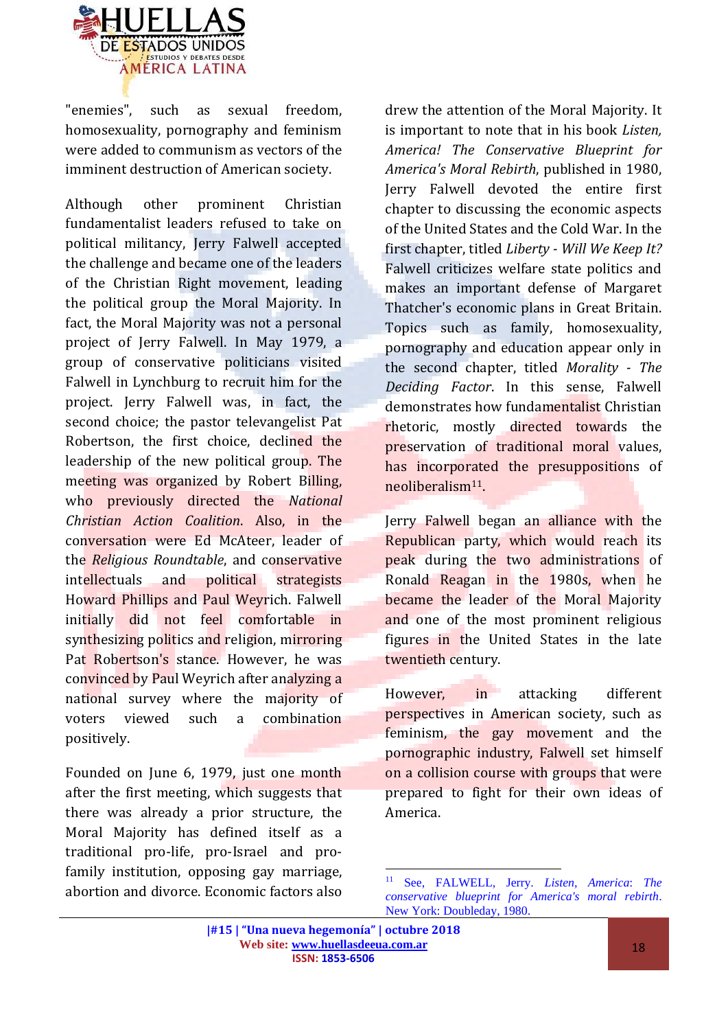"enemies", such as sexual freedom, homosexuality, pornography and feminism were added to communism as vectors of the imminent destruction of American society.

Although other prominent Christian fundamentalist leaders refused to take on political militancy, Jerry Falwell accepted the challenge and became one of the leaders of the Christian Right movement, leading the political group the Moral Majority. In fact, the Moral Majority was not a personal project of Jerry Falwell. In May 1979, a group of conservative politicians visited Falwell in Lynchburg to recruit him for the project. Jerry Falwell was, in fact, the second choice; the pastor televangelist Pat Robertson, the first choice, declined the leadership of the new political group. The meeting was organized by Robert Billing, who previously directed the *National Christian Action Coalition*. Also, in the conversation were Ed McAteer, leader of the *Religious Roundtable*, and conservative intellectuals and political strategists Howard Phillips and Paul Weyrich. Falwell initially did not feel comfortable in synthesizing politics and religion, mirroring Pat Robertson's stance. However, he was convinced by Paul Weyrich after analyzing a national survey where the majority of voters viewed such a combination positively.

Founded on June 6, 1979, just one month after the first meeting, which suggests that there was already a prior structure, the Moral Majority has defined itself as a traditional pro-life, pro-Israel and pro-family institution, opposing gay marriage, abortion and divorce. Economic factors also drew the attention of the Moral Majority. It is important to note that in his book *Listen, America! The Conservative Blueprint for America's Moral Rebirth*, published in 1980, Jerry Falwell devoted the entire first chapter to discussing the economic aspects of the United States and the Cold War. In the first chapter, titled *Liberty - Will We Keep It?* Falwell criticizes welfare state politics and makes an important defense of Margaret Thatcher's economic plans in Great Britain. Topics such as family, homosexuality, pornography and education appear only in the second chapter, titled *Morality - The Deciding Factor*. In this sense, Falwell demonstrates how fundamentalist Christian rhetoric, mostly directed towards the preservation of traditional moral values, has incorporated the presuppositions of neoliberalism[11].

Jerry Falwell began an alliance with the Republican party, which would reach its peak during the two administrations of Ronald Reagan in the 1980s, when he became the leader of the Moral Majority and one of the most prominent religious figures in the United States in the late twentieth century.

However, in attacking different perspectives in American society, such as feminism, the gay movement and the pornographic industry, Falwell set himself on a collision course with groups that were prepared to fight for their own ideas of America.

---

[11] See, FALWELL, Jerry. *Listen, America: The conservative blueprint for America's moral rebirth*. New York: Doubleday, 1980.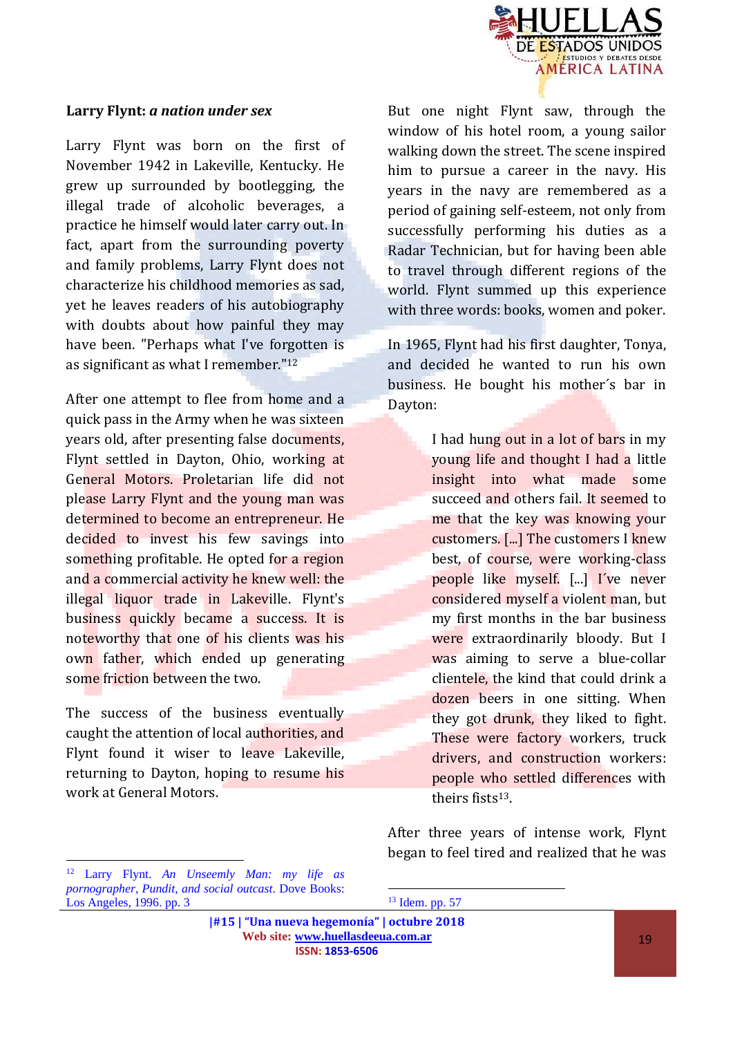**Larry Flynt:** ***a nation under sex***

Larry Flynt was born on the first of November 1942 in Lakeville, Kentucky. He grew up surrounded by bootlegging, the illegal trade of alcoholic beverages, a practice he himself would later carry out. In fact, apart from the surrounding poverty and family problems, Larry Flynt does not characterize his childhood memories as sad, yet he leaves readers of his autobiography with doubts about how painful they may have been. "Perhaps what I've forgotten is as significant as what I remember."[12]

After one attempt to flee from home and a quick pass in the Army when he was sixteen years old, after presenting false documents, Flynt settled in Dayton, Ohio, working at General Motors. Proletarian life did not please Larry Flynt and the young man was determined to become an entrepreneur. He decided to invest his few savings into something profitable. He opted for a region and a commercial activity he knew well: the illegal liquor trade in Lakeville. Flynt's business quickly became a success. It is noteworthy that one of his clients was his own father, which ended up generating some friction between the two.

The success of the business eventually caught the attention of local authorities, and Flynt found it wiser to leave Lakeville, returning to Dayton, hoping to resume his work at General Motors.

But one night Flynt saw, through the window of his hotel room, a young sailor walking down the street. The scene inspired him to pursue a career in the navy. His years in the navy are remembered as a period of gaining self-esteem, not only from successfully performing his duties as a Radar Technician, but for having been able to travel through different regions of the world. Flynt summed up this experience with three words: books, women and poker.

In 1965, Flynt had his first daughter, Tonya, and decided he wanted to run his own business. He bought his mother´s bar in Dayton:

> I had hung out in a lot of bars in my young life and thought I had a little insight into what made some succeed and others fail. It seemed to me that the key was knowing your customers. [...] The customers I knew best, of course, were working-class people like myself. [...] I´ve never considered myself a violent man, but my first months in the bar business were extraordinarily bloody. But I was aiming to serve a blue-collar clientele, the kind that could drink a dozen beers in one sitting. When they got drunk, they liked to fight. These were factory workers, truck drivers, and construction workers: people who settled differences with theirs fists[13].

After three years of intense work, Flynt began to feel tired and realized that he was

---

[12] Larry Flynt. *An Unseemly Man: my life as pornographer, Pundit, and social outcast*. Dove Books: Los Angeles, 1996. pp. 3

[13] Idem. pp. 57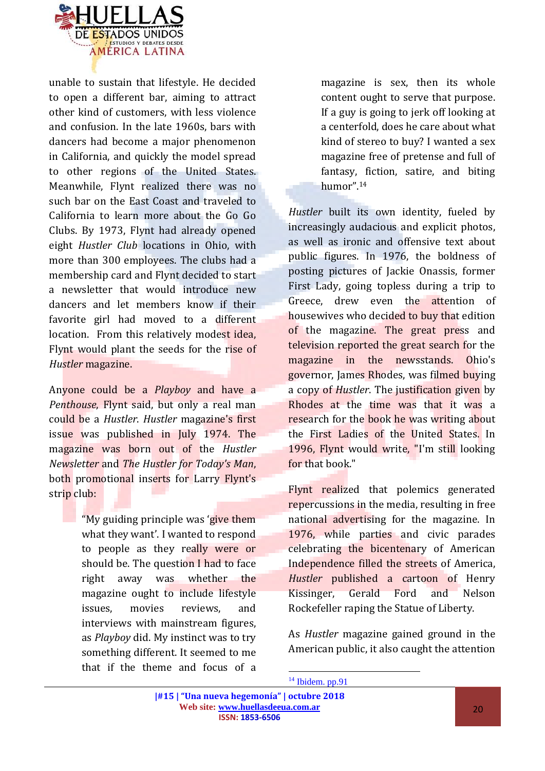unable to sustain that lifestyle. He decided to open a different bar, aiming to attract other kind of customers, with less violence and confusion. In the late 1960s, bars with dancers had become a major phenomenon in California, and quickly the model spread to other regions of the United States. Meanwhile, Flynt realized there was no such bar on the East Coast and traveled to California to learn more about the Go Go Clubs. By 1973, Flynt had already opened eight *Hustler Club* locations in Ohio, with more than 300 employees. The clubs had a membership card and Flynt decided to start a newsletter that would introduce new dancers and let members know if their favorite girl had moved to a different location. From this relatively modest idea, Flynt would plant the seeds for the rise of *Hustler* magazine.

Anyone could be a *Playboy* and have a *Penthouse*, Flynt said, but only a real man could be a *Hustler*. *Hustler* magazine's first issue was published in July 1974. The magazine was born out of the *Hustler Newsletter* and *The Hustler for Today's Man*, both promotional inserts for Larry Flynt's strip club:

> "My guiding principle was 'give them what they want'. I wanted to respond to people as they really were or should be. The question I had to face right away was whether the magazine ought to include lifestyle issues, movies reviews, and interviews with mainstream figures, as *Playboy* did. My instinct was to try something different. It seemed to me that if the theme and focus of a magazine is sex, then its whole content ought to serve that purpose. If a guy is going to jerk off looking at a centerfold, does he care about what kind of stereo to buy? I wanted a sex magazine free of pretense and full of fantasy, fiction, satire, and biting humor".[14]

*Hustler* built its own identity, fueled by increasingly audacious and explicit photos, as well as ironic and offensive text about public figures. In 1976, the boldness of posting pictures of Jackie Onassis, former First Lady, going topless during a trip to Greece, drew even the attention of housewives who decided to buy that edition of the magazine. The great press and television reported the great search for the magazine in the newsstands. Ohio's governor, James Rhodes, was filmed buying a copy of *Hustler*. The justification given by Rhodes at the time was that it was a research for the book he was writing about the First Ladies of the United States. In 1996, Flynt would write, "I'm still looking for that book."

Flynt realized that polemics generated repercussions in the media, resulting in free national advertising for the magazine. In 1976, while parties and civic parades celebrating the bicentenary of American Independence filled the streets of America, *Hustler* published a cartoon of Henry Kissinger, Gerald Ford and Nelson Rockefeller raping the Statue of Liberty.

As *Hustler* magazine gained ground in the American public, it also caught the attention

[14] Ibidem. pp.91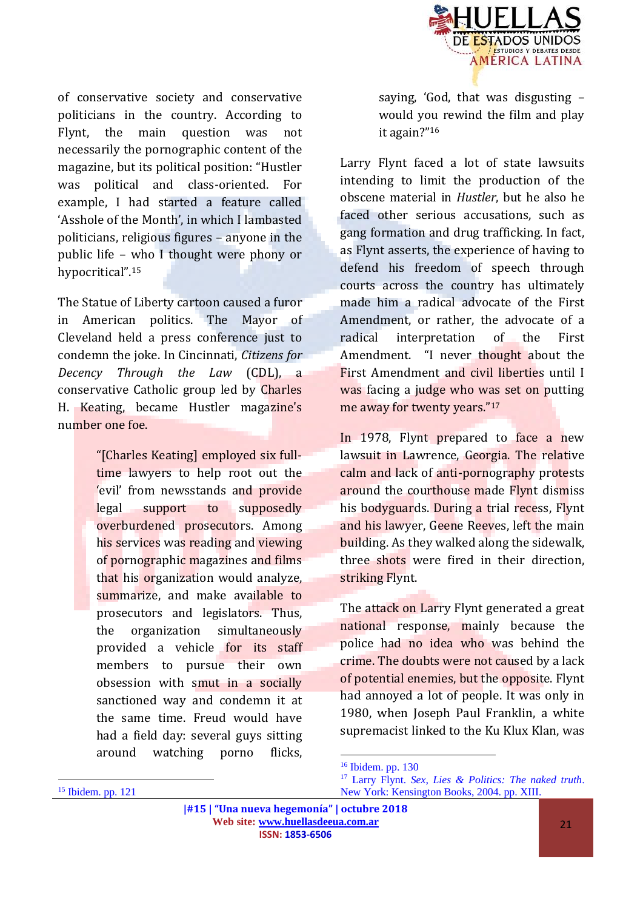of conservative society and conservative politicians in the country. According to Flynt, the main question was not necessarily the pornographic content of the magazine, but its political position: "Hustler was political and class-oriented. For example, I had started a feature called 'Asshole of the Month', in which I lambasted politicians, religious figures – anyone in the public life – who I thought were phony or hypocritical".[15]

The Statue of Liberty cartoon caused a furor in American politics. The Mayor of Cleveland held a press conference just to condemn the joke. In Cincinnati, *Citizens for Decency Through the Law* (CDL), a conservative Catholic group led by Charles H. Keating, became Hustler magazine's number one foe.

> "[Charles Keating] employed six full-time lawyers to help root out the 'evil' from newsstands and provide legal support to supposedly overburdened prosecutors. Among his services was reading and viewing of pornographic magazines and films that his organization would analyze, summarize, and make available to prosecutors and legislators. Thus, the organization simultaneously provided a vehicle for its staff members to pursue their own obsession with smut in a socially sanctioned way and condemn it at the same time. Freud would have had a field day: several guys sitting around watching porno flicks, saying, 'God, that was disgusting – would you rewind the film and play it again?"[16]

Larry Flynt faced a lot of state lawsuits intending to limit the production of the obscene material in *Hustler*, but he also he faced other serious accusations, such as gang formation and drug trafficking. In fact, as Flynt asserts, the experience of having to defend his freedom of speech through courts across the country has ultimately made him a radical advocate of the First Amendment, or rather, the advocate of a radical interpretation of the First Amendment. "I never thought about the First Amendment and civil liberties until I was facing a judge who was set on putting me away for twenty years."[17]

In 1978, Flynt prepared to face a new lawsuit in Lawrence, Georgia. The relative calm and lack of anti-pornography protests around the courthouse made Flynt dismiss his bodyguards. During a trial recess, Flynt and his lawyer, Geene Reeves, left the main building. As they walked along the sidewalk, three shots were fired in their direction, striking Flynt.

The attack on Larry Flynt generated a great national response, mainly because the police had no idea who was behind the crime. The doubts were not caused by a lack of potential enemies, but the opposite. Flynt had annoyed a lot of people. It was only in 1980, when Joseph Paul Franklin, a white supremacist linked to the Ku Klux Klan, was

---

[15] Ibidem. pp. 121

[16] Ibidem. pp. 130

[17] Larry Flynt. *Sex, Lies & Politics: The naked truth*. New York: Kensington Books, 2004. pp. XIII.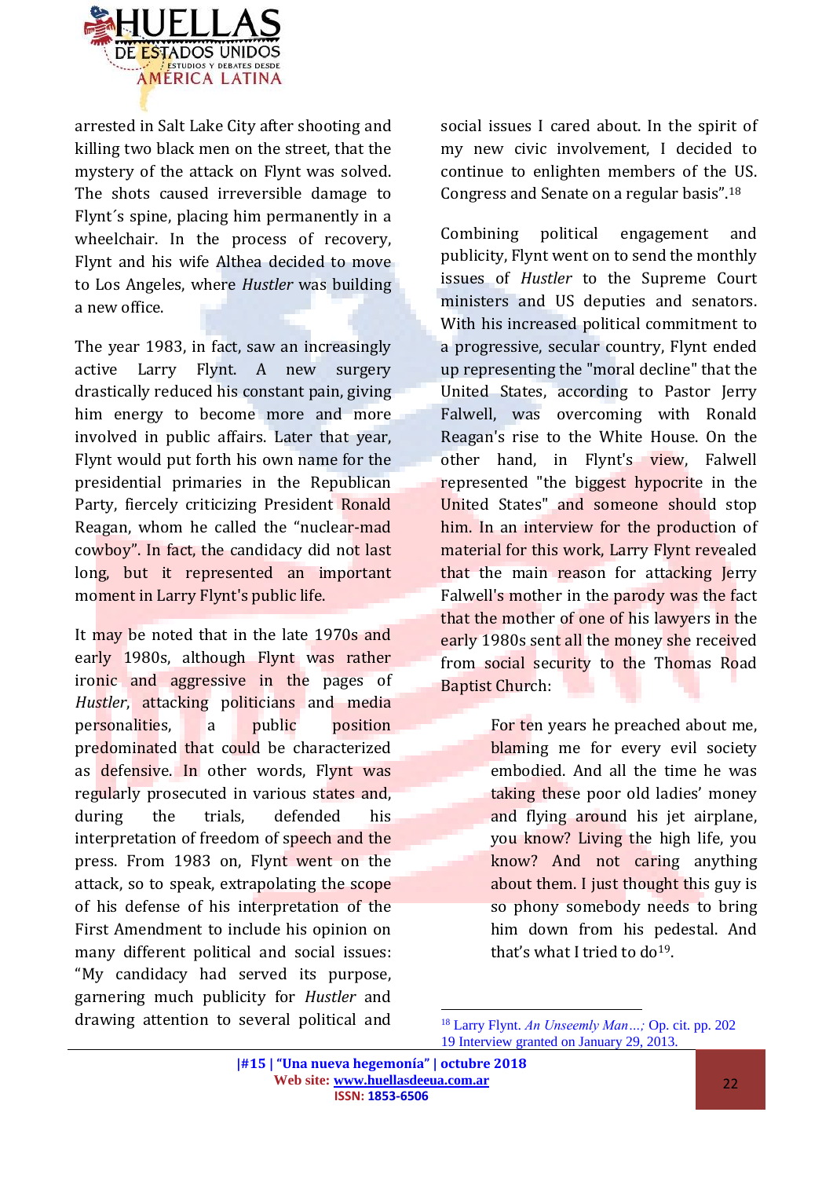arrested in Salt Lake City after shooting and killing two black men on the street, that the mystery of the attack on Flynt was solved. The shots caused irreversible damage to Flynt´s spine, placing him permanently in a wheelchair. In the process of recovery, Flynt and his wife Althea decided to move to Los Angeles, where *Hustler* was building a new office.

The year 1983, in fact, saw an increasingly active Larry Flynt. A new surgery drastically reduced his constant pain, giving him energy to become more and more involved in public affairs. Later that year, Flynt would put forth his own name for the presidential primaries in the Republican Party, fiercely criticizing President Ronald Reagan, whom he called the "nuclear-mad cowboy". In fact, the candidacy did not last long, but it represented an important moment in Larry Flynt's public life.

It may be noted that in the late 1970s and early 1980s, although Flynt was rather ironic and aggressive in the pages of *Hustler*, attacking politicians and media personalities, a public position predominated that could be characterized as defensive. In other words, Flynt was regularly prosecuted in various states and, during the trials, defended his interpretation of freedom of speech and the press. From 1983 on, Flynt went on the attack, so to speak, extrapolating the scope of his defense of his interpretation of the First Amendment to include his opinion on many different political and social issues: "My candidacy had served its purpose, garnering much publicity for *Hustler* and drawing attention to several political and social issues I cared about. In the spirit of my new civic involvement, I decided to continue to enlighten members of the US. Congress and Senate on a regular basis".[18]

Combining political engagement and publicity, Flynt went on to send the monthly issues of *Hustler* to the Supreme Court ministers and US deputies and senators. With his increased political commitment to a progressive, secular country, Flynt ended up representing the "moral decline" that the United States, according to Pastor Jerry Falwell, was overcoming with Ronald Reagan's rise to the White House. On the other hand, in Flynt's view, Falwell represented "the biggest hypocrite in the United States" and someone should stop him. In an interview for the production of material for this work, Larry Flynt revealed that the main reason for attacking Jerry Falwell's mother in the parody was the fact that the mother of one of his lawyers in the early 1980s sent all the money she received from social security to the Thomas Road Baptist Church:

> For ten years he preached about me, blaming me for every evil society embodied. And all the time he was taking these poor old ladies' money and flying around his jet airplane, you know? Living the high life, you know? And not caring anything about them. I just thought this guy is so phony somebody needs to bring him down from his pedestal. And that's what I tried to do[19].

[18] Larry Flynt. *An Unseemly Man…;* Op. cit. pp. 202

[19] Interview granted on January 29, 2013.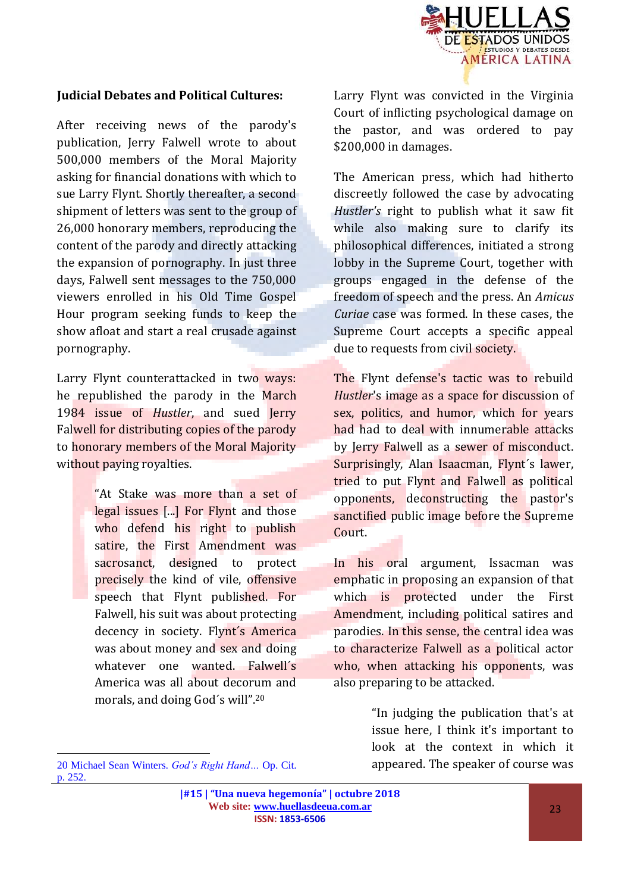**Judicial Debates and Political Cultures:**

After receiving news of the parody's publication, Jerry Falwell wrote to about 500,000 members of the Moral Majority asking for financial donations with which to sue Larry Flynt. Shortly thereafter, a second shipment of letters was sent to the group of 26,000 honorary members, reproducing the content of the parody and directly attacking the expansion of pornography. In just three days, Falwell sent messages to the 750,000 viewers enrolled in his Old Time Gospel Hour program seeking funds to keep the show afloat and start a real crusade against pornography.

Larry Flynt counterattacked in two ways: he republished the parody in the March 1984 issue of *Hustler*, and sued Jerry Falwell for distributing copies of the parody to honorary members of the Moral Majority without paying royalties.

> "At Stake was more than a set of legal issues [...] For Flynt and those who defend his right to publish satire, the First Amendment was sacrosanct, designed to protect precisely the kind of vile, offensive speech that Flynt published. For Falwell, his suit was about protecting decency in society. Flynt´s America was about money and sex and doing whatever one wanted. Falwell´s America was all about decorum and morals, and doing God´s will".[20]

Larry Flynt was convicted in the Virginia Court of inflicting psychological damage on the pastor, and was ordered to pay $200,000 in damages.

The American press, which had hitherto discreetly followed the case by advocating *Hustler's* right to publish what it saw fit while also making sure to clarify its philosophical differences, initiated a strong lobby in the Supreme Court, together with groups engaged in the defense of the freedom of speech and the press. An *Amicus Curiae* case was formed. In these cases, the Supreme Court accepts a specific appeal due to requests from civil society.

The Flynt defense's tactic was to rebuild *Hustler*'s image as a space for discussion of sex, politics, and humor, which for years had had to deal with innumerable attacks by Jerry Falwell as a sewer of misconduct. Surprisingly, Alan Isaacman, Flynt´s lawer, tried to put Flynt and Falwell as political opponents, deconstructing the pastor's sanctified public image before the Supreme Court.

In his oral argument, Issacman was emphatic in proposing an expansion of that which is protected under the First Amendment, including political satires and parodies. In this sense, the central idea was to characterize Falwell as a political actor who, when attacking his opponents, was also preparing to be attacked.

> "In judging the publication that's at issue here, I think it's important to look at the context in which it appeared. The speaker of course was

---

20 Michael Sean Winters. *God´s Right Hand…* Op. Cit. p. 252.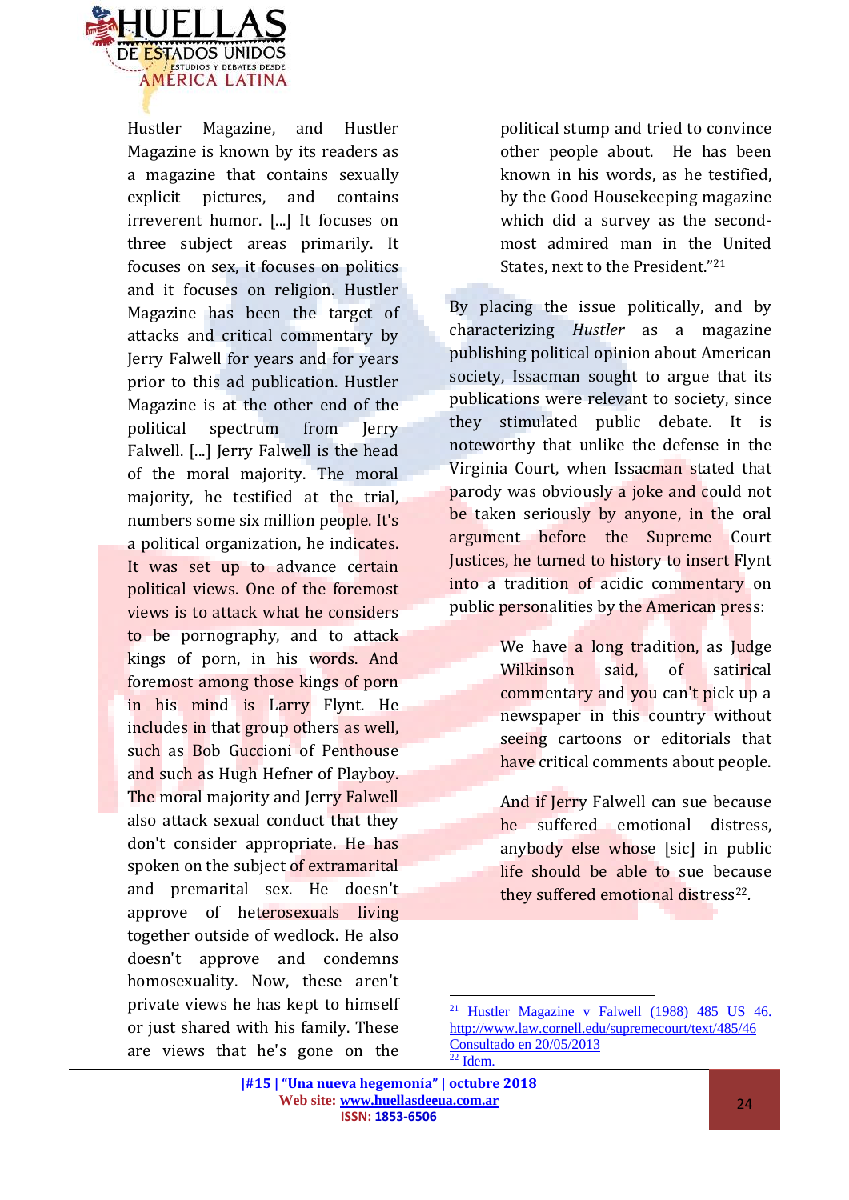Hustler Magazine, and Hustler Magazine is known by its readers as a magazine that contains sexually explicit pictures, and contains irreverent humor. [...] It focuses on three subject areas primarily. It focuses on sex, it focuses on politics and it focuses on religion. Hustler Magazine has been the target of attacks and critical commentary by Jerry Falwell for years and for years prior to this ad publication. Hustler Magazine is at the other end of the political spectrum from Jerry Falwell. [...] Jerry Falwell is the head of the moral majority. The moral majority, he testified at the trial, numbers some six million people. It's a political organization, he indicates. It was set up to advance certain political views. One of the foremost views is to attack what he considers to be pornography, and to attack kings of porn, in his words. And foremost among those kings of porn in his mind is Larry Flynt. He includes in that group others as well, such as Bob Guccioni of Penthouse and such as Hugh Hefner of Playboy. The moral majority and Jerry Falwell also attack sexual conduct that they don't consider appropriate. He has spoken on the subject of extramarital and premarital sex. He doesn't approve of heterosexuals living together outside of wedlock. He also doesn't approve and condemns homosexuality. Now, these aren't private views he has kept to himself or just shared with his family. These are views that he's gone on the political stump and tried to convince other people about. He has been known in his words, as he testified, by the Good Housekeeping magazine which did a survey as the second-most admired man in the United States, next to the President."[21]

By placing the issue politically, and by characterizing *Hustler* as a magazine publishing political opinion about American society, Issacman sought to argue that its publications were relevant to society, since they stimulated public debate. It is noteworthy that unlike the defense in the Virginia Court, when Issacman stated that parody was obviously a joke and could not be taken seriously by anyone, in the oral argument before the Supreme Court Justices, he turned to history to insert Flynt into a tradition of acidic commentary on public personalities by the American press:

> We have a long tradition, as Judge Wilkinson said, of satirical commentary and you can't pick up a newspaper in this country without seeing cartoons or editorials that have critical comments about people.
>
> And if Jerry Falwell can sue because he suffered emotional distress, anybody else whose [sic] in public life should be able to sue because they suffered emotional distress[22].

---

[21] Hustler Magazine v Falwell (1988) 485 US 46. http://www.law.cornell.edu/supremecourt/text/485/46 Consultado en 20/05/2013

[22] Idem.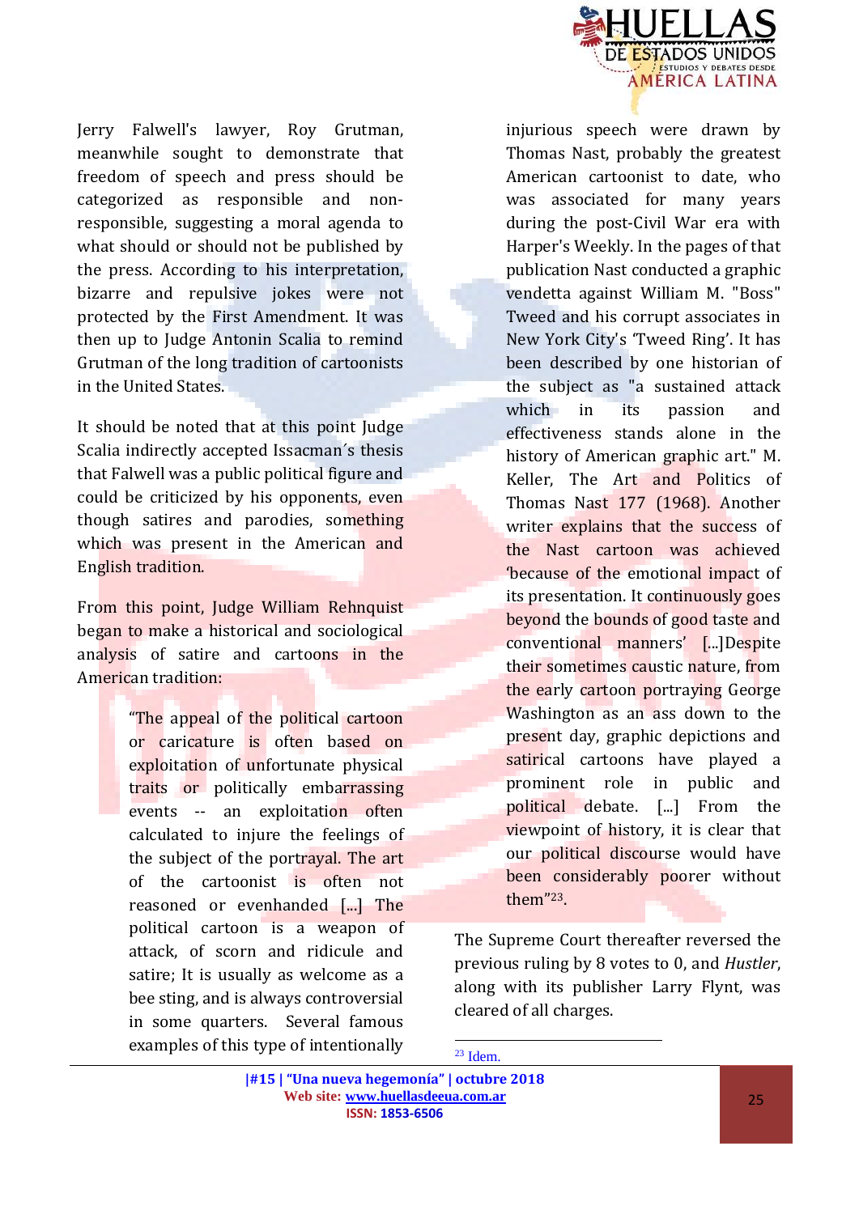Jerry Falwell's lawyer, Roy Grutman, meanwhile sought to demonstrate that freedom of speech and press should be categorized as responsible and non-responsible, suggesting a moral agenda to what should or should not be published by the press. According to his interpretation, bizarre and repulsive jokes were not protected by the First Amendment. It was then up to Judge Antonin Scalia to remind Grutman of the long tradition of cartoonists in the United States.

It should be noted that at this point Judge Scalia indirectly accepted Issacman´s thesis that Falwell was a public political figure and could be criticized by his opponents, even though satires and parodies, something which was present in the American and English tradition.

From this point, Judge William Rehnquist began to make a historical and sociological analysis of satire and cartoons in the American tradition:

> "The appeal of the political cartoon or caricature is often based on exploitation of unfortunate physical traits or politically embarrassing events -- an exploitation often calculated to injure the feelings of the subject of the portrayal. The art of the cartoonist is often not reasoned or evenhanded [...] The political cartoon is a weapon of attack, of scorn and ridicule and satire; It is usually as welcome as a bee sting, and is always controversial in some quarters. Several famous examples of this type of intentionally injurious speech were drawn by Thomas Nast, probably the greatest American cartoonist to date, who was associated for many years during the post-Civil War era with Harper's Weekly. In the pages of that publication Nast conducted a graphic vendetta against William M. "Boss" Tweed and his corrupt associates in New York City's 'Tweed Ring'. It has been described by one historian of the subject as "a sustained attack which in its passion and effectiveness stands alone in the history of American graphic art." M. Keller, The Art and Politics of Thomas Nast 177 (1968). Another writer explains that the success of the Nast cartoon was achieved 'because of the emotional impact of its presentation. It continuously goes beyond the bounds of good taste and conventional manners' [...]Despite their sometimes caustic nature, from the early cartoon portraying George Washington as an ass down to the present day, graphic depictions and satirical cartoons have played a prominent role in public and political debate. [...] From the viewpoint of history, it is clear that our political discourse would have been considerably poorer without them"[23].

The Supreme Court thereafter reversed the previous ruling by 8 votes to 0, and *Hustler*, along with its publisher Larry Flynt, was cleared of all charges.

---

[23] Idem.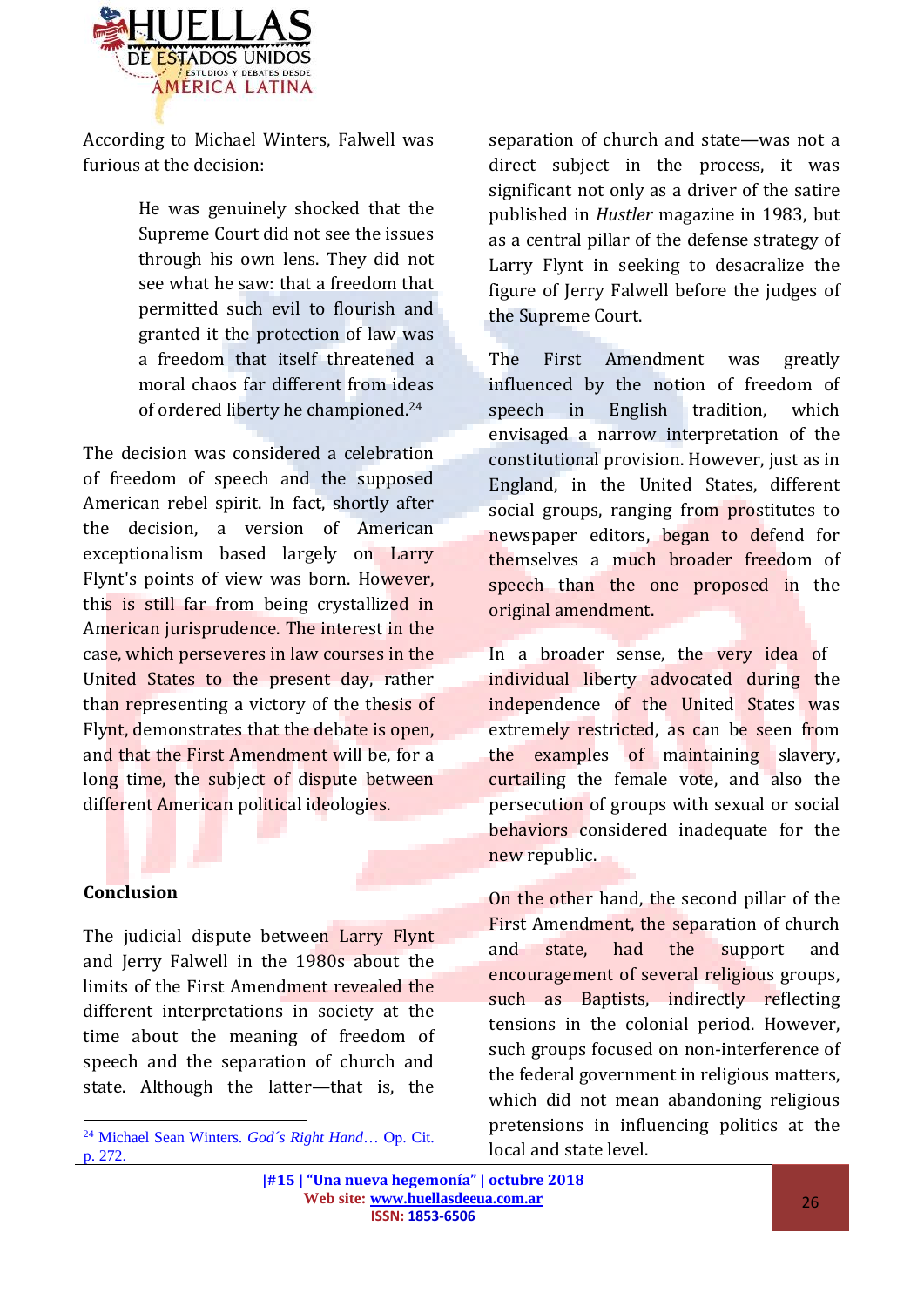According to Michael Winters, Falwell was furious at the decision:

> He was genuinely shocked that the Supreme Court did not see the issues through his own lens. They did not see what he saw: that a freedom that permitted such evil to flourish and granted it the protection of law was a freedom that itself threatened a moral chaos far different from ideas of ordered liberty he championed.[24]

The decision was considered a celebration of freedom of speech and the supposed American rebel spirit. In fact, shortly after the decision, a version of American exceptionalism based largely on Larry Flynt's points of view was born. However, this is still far from being crystallized in American jurisprudence. The interest in the case, which perseveres in law courses in the United States to the present day, rather than representing a victory of the thesis of Flynt, demonstrates that the debate is open, and that the First Amendment will be, for a long time, the subject of dispute between different American political ideologies.

## Conclusion

The judicial dispute between Larry Flynt and Jerry Falwell in the 1980s about the limits of the First Amendment revealed the different interpretations in society at the time about the meaning of freedom of speech and the separation of church and state. Although the latter—that is, the separation of church and state—was not a direct subject in the process, it was significant not only as a driver of the satire published in *Hustler* magazine in 1983, but as a central pillar of the defense strategy of Larry Flynt in seeking to desacralize the figure of Jerry Falwell before the judges of the Supreme Court.

The First Amendment was greatly influenced by the notion of freedom of speech in English tradition, which envisaged a narrow interpretation of the constitutional provision. However, just as in England, in the United States, different social groups, ranging from prostitutes to newspaper editors, began to defend for themselves a much broader freedom of speech than the one proposed in the original amendment.

In a broader sense, the very idea of individual liberty advocated during the independence of the United States was extremely restricted, as can be seen from the examples of maintaining slavery, curtailing the female vote, and also the persecution of groups with sexual or social behaviors considered inadequate for the new republic.

On the other hand, the second pillar of the First Amendment, the separation of church and state, had the support and encouragement of several religious groups, such as Baptists, indirectly reflecting tensions in the colonial period. However, such groups focused on non-interference of the federal government in religious matters, which did not mean abandoning religious pretensions in influencing politics at the local and state level.

---

[24] Michael Sean Winters. *God´s Right Hand*… Op. Cit. p. 272.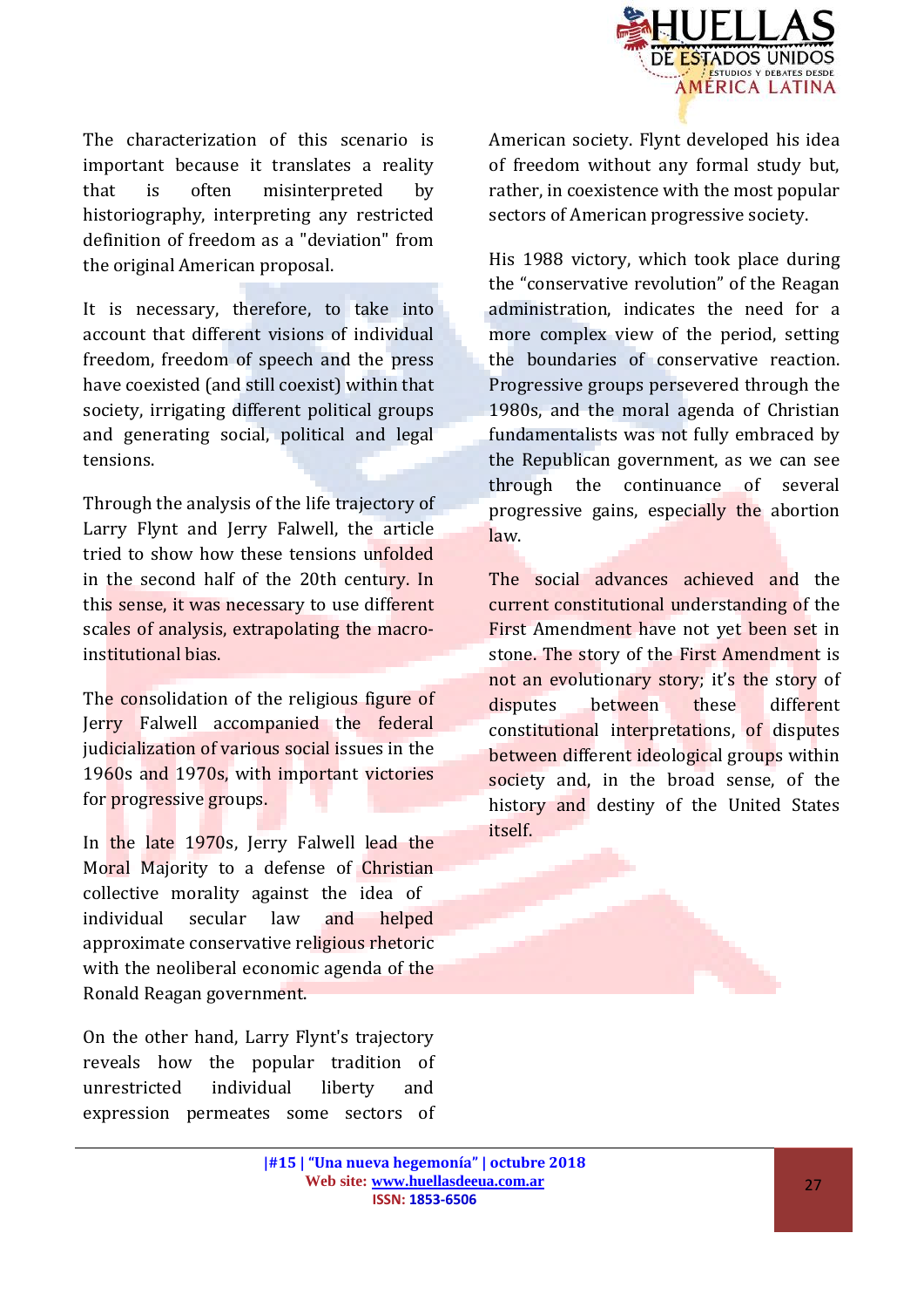The characterization of this scenario is important because it translates a reality that is often misinterpreted by historiography, interpreting any restricted definition of freedom as a "deviation" from the original American proposal.

It is necessary, therefore, to take into account that different visions of individual freedom, freedom of speech and the press have coexisted (and still coexist) within that society, irrigating different political groups and generating social, political and legal tensions.

Through the analysis of the life trajectory of Larry Flynt and Jerry Falwell, the article tried to show how these tensions unfolded in the second half of the 20th century. In this sense, it was necessary to use different scales of analysis, extrapolating the macro-institutional bias.

The consolidation of the religious figure of Jerry Falwell accompanied the federal judicialization of various social issues in the 1960s and 1970s, with important victories for progressive groups.

In the late 1970s, Jerry Falwell lead the Moral Majority to a defense of Christian collective morality against the idea of individual secular law and helped approximate conservative religious rhetoric with the neoliberal economic agenda of the Ronald Reagan government.

On the other hand, Larry Flynt's trajectory reveals how the popular tradition of unrestricted individual liberty and expression permeates some sectors of American society. Flynt developed his idea of freedom without any formal study but, rather, in coexistence with the most popular sectors of American progressive society.

His 1988 victory, which took place during the "conservative revolution" of the Reagan administration, indicates the need for a more complex view of the period, setting the boundaries of conservative reaction. Progressive groups persevered through the 1980s, and the moral agenda of Christian fundamentalists was not fully embraced by the Republican government, as we can see through the continuance of several progressive gains, especially the abortion law.

The social advances achieved and the current constitutional understanding of the First Amendment have not yet been set in stone. The story of the First Amendment is not an evolutionary story; it's the story of disputes between these different constitutional interpretations, of disputes between different ideological groups within society and, in the broad sense, of the history and destiny of the United States itself.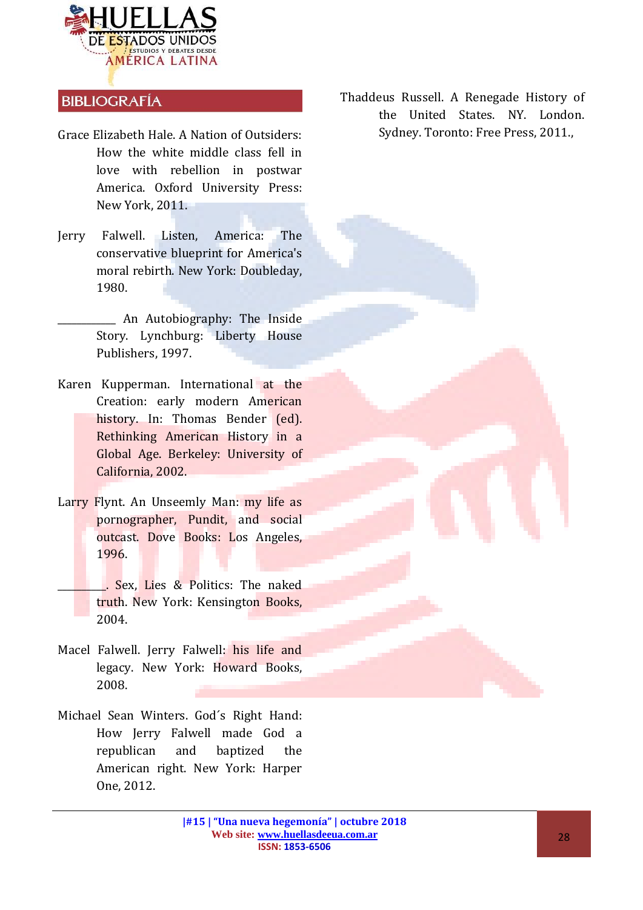## BIBLIOGRAFÍA

Grace Elizabeth Hale. A Nation of Outsiders: How the white middle class fell in love with rebellion in postwar America. Oxford University Press: New York, 2011.

Jerry Falwell. Listen, America: The conservative blueprint for America's moral rebirth. New York: Doubleday, 1980.

__________ An Autobiography: The Inside Story. Lynchburg: Liberty House Publishers, 1997.

Karen Kupperman. International at the Creation: early modern American history. In: Thomas Bender (ed). Rethinking American History in a Global Age. Berkeley: University of California, 2002.

Larry Flynt. An Unseemly Man: my life as pornographer, Pundit, and social outcast. Dove Books: Los Angeles, 1996.

_________. Sex, Lies & Politics: The naked truth. New York: Kensington Books, 2004.

Macel Falwell. Jerry Falwell: his life and legacy. New York: Howard Books, 2008.

Michael Sean Winters. God´s Right Hand: How Jerry Falwell made God a republican and baptized the American right. New York: Harper One, 2012.

Thaddeus Russell. A Renegade History of the United States. NY. London. Sydney. Toronto: Free Press, 2011.,